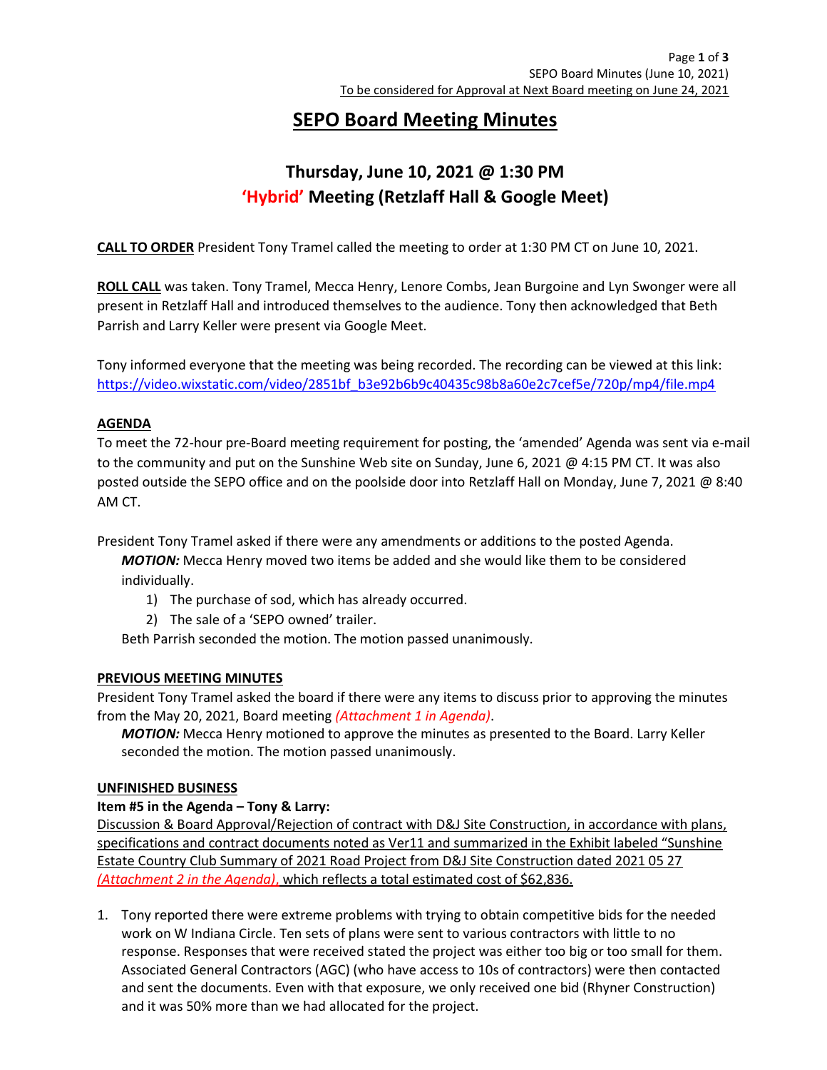# SEPO Board Meeting Minutes

## Thursday, June 10, 2021 @ 1:30 PM
## 'Hybrid' Meeting (Retzlaff Hall & Google Meet)

**CALL TO ORDER** President Tony Tramel called the meeting to order at 1:30 PM CT on June 10, 2021.

**ROLL CALL** was taken. Tony Tramel, Mecca Henry, Lenore Combs, Jean Burgoine and Lyn Swonger were all present in Retzlaff Hall and introduced themselves to the audience. Tony then acknowledged that Beth Parrish and Larry Keller were present via Google Meet.

Tony informed everyone that the meeting was being recorded. The recording can be viewed at this link: https://video.wixstatic.com/video/2851bf_b3e92b6b9c40435c98b8a60e2c7cef5e/720p/mp4/file.mp4

**AGENDA**

To meet the 72-hour pre-Board meeting requirement for posting, the 'amended' Agenda was sent via e-mail to the community and put on the Sunshine Web site on Sunday, June 6, 2021 @ 4:15 PM CT. It was also posted outside the SEPO office and on the poolside door into Retzlaff Hall on Monday, June 7, 2021 @ 8:40 AM CT.

President Tony Tramel asked if there were any amendments or additions to the posted Agenda.

***MOTION:*** Mecca Henry moved two items be added and she would like them to be considered individually.

1) The purchase of sod, which has already occurred.
2) The sale of a 'SEPO owned' trailer.

Beth Parrish seconded the motion. The motion passed unanimously.

**PREVIOUS MEETING MINUTES**

President Tony Tramel asked the board if there were any items to discuss prior to approving the minutes from the May 20, 2021, Board meeting *(Attachment 1 in Agenda)*.

***MOTION:*** Mecca Henry motioned to approve the minutes as presented to the Board. Larry Keller seconded the motion. The motion passed unanimously.

**UNFINISHED BUSINESS**

**Item #5 in the Agenda – Tony & Larry:**

Discussion & Board Approval/Rejection of contract with D&J Site Construction, in accordance with plans, specifications and contract documents noted as Ver11 and summarized in the Exhibit labeled "Sunshine Estate Country Club Summary of 2021 Road Project from D&J Site Construction dated 2021 05 27 *(Attachment 2 in the Agenda)*, which reflects a total estimated cost of $62,836.

1. Tony reported there were extreme problems with trying to obtain competitive bids for the needed work on W Indiana Circle. Ten sets of plans were sent to various contractors with little to no response. Responses that were received stated the project was either too big or too small for them. Associated General Contractors (AGC) (who have access to 10s of contractors) were then contacted and sent the documents. Even with that exposure, we only received one bid (Rhyner Construction) and it was 50% more than we had allocated for the project.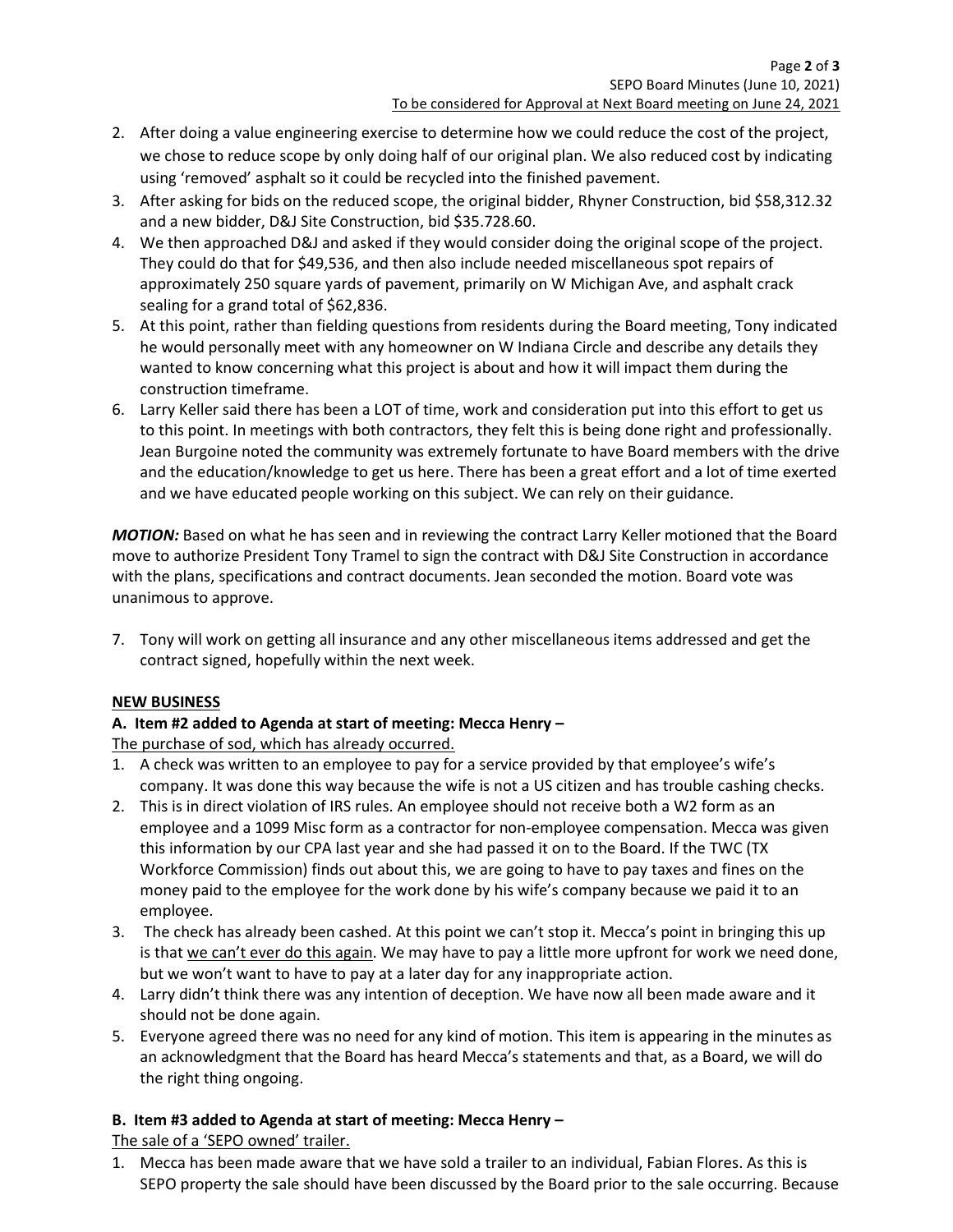2. After doing a value engineering exercise to determine how we could reduce the cost of the project, we chose to reduce scope by only doing half of our original plan. We also reduced cost by indicating using 'removed' asphalt so it could be recycled into the finished pavement.
3. After asking for bids on the reduced scope, the original bidder, Rhyner Construction, bid $58,312.32 and a new bidder, D&J Site Construction, bid $35.728.60.
4. We then approached D&J and asked if they would consider doing the original scope of the project. They could do that for $49,536, and then also include needed miscellaneous spot repairs of approximately 250 square yards of pavement, primarily on W Michigan Ave, and asphalt crack sealing for a grand total of $62,836.
5. At this point, rather than fielding questions from residents during the Board meeting, Tony indicated he would personally meet with any homeowner on W Indiana Circle and describe any details they wanted to know concerning what this project is about and how it will impact them during the construction timeframe.
6. Larry Keller said there has been a LOT of time, work and consideration put into this effort to get us to this point. In meetings with both contractors, they felt this is being done right and professionally. Jean Burgoine noted the community was extremely fortunate to have Board members with the drive and the education/knowledge to get us here. There has been a great effort and a lot of time exerted and we have educated people working on this subject. We can rely on their guidance.

***MOTION:*** Based on what he has seen and in reviewing the contract Larry Keller motioned that the Board move to authorize President Tony Tramel to sign the contract with D&J Site Construction in accordance with the plans, specifications and contract documents. Jean seconded the motion. Board vote was unanimous to approve.

7. Tony will work on getting all insurance and any other miscellaneous items addressed and get the contract signed, hopefully within the next week.

## NEW BUSINESS

### A. Item #2 added to Agenda at start of meeting: Mecca Henry –

<u>The purchase of sod, which has already occurred.</u>

1. A check was written to an employee to pay for a service provided by that employee's wife's company. It was done this way because the wife is not a US citizen and has trouble cashing checks.
2. This is in direct violation of IRS rules. An employee should not receive both a W2 form as an employee and a 1099 Misc form as a contractor for non-employee compensation. Mecca was given this information by our CPA last year and she had passed it on to the Board. If the TWC (TX Workforce Commission) finds out about this, we are going to have to pay taxes and fines on the money paid to the employee for the work done by his wife's company because we paid it to an employee.
3. The check has already been cashed. At this point we can't stop it. Mecca's point in bringing this up is that <u>we can't ever do this again</u>. We may have to pay a little more upfront for work we need done, but we won't want to have to pay at a later day for any inappropriate action.
4. Larry didn't think there was any intention of deception. We have now all been made aware and it should not be done again.
5. Everyone agreed there was no need for any kind of motion. This item is appearing in the minutes as an acknowledgment that the Board has heard Mecca's statements and that, as a Board, we will do the right thing ongoing.

### B. Item #3 added to Agenda at start of meeting: Mecca Henry –

<u>The sale of a 'SEPO owned' trailer.</u>

1. Mecca has been made aware that we have sold a trailer to an individual, Fabian Flores. As this is SEPO property the sale should have been discussed by the Board prior to the sale occurring. Because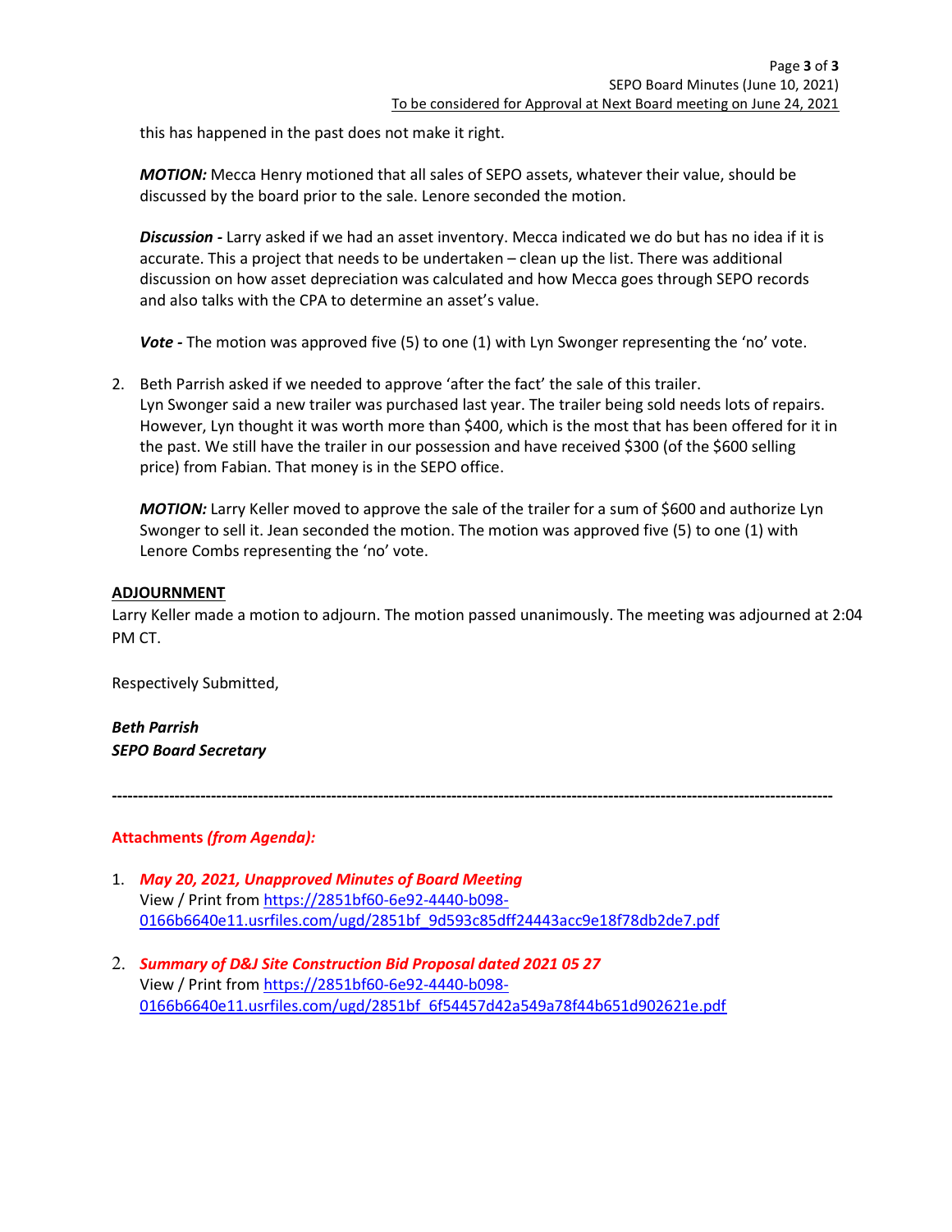this has happened in the past does not make it right.

***MOTION:*** Mecca Henry motioned that all sales of SEPO assets, whatever their value, should be discussed by the board prior to the sale. Lenore seconded the motion.

***Discussion -*** Larry asked if we had an asset inventory. Mecca indicated we do but has no idea if it is accurate. This a project that needs to be undertaken – clean up the list. There was additional discussion on how asset depreciation was calculated and how Mecca goes through SEPO records and also talks with the CPA to determine an asset's value.

***Vote -*** The motion was approved five (5) to one (1) with Lyn Swonger representing the 'no' vote.

2. Beth Parrish asked if we needed to approve 'after the fact' the sale of this trailer. Lyn Swonger said a new trailer was purchased last year. The trailer being sold needs lots of repairs. However, Lyn thought it was worth more than $400, which is the most that has been offered for it in the past. We still have the trailer in our possession and have received $300 (of the $600 selling price) from Fabian. That money is in the SEPO office.

   ***MOTION:*** Larry Keller moved to approve the sale of the trailer for a sum of $600 and authorize Lyn Swonger to sell it. Jean seconded the motion. The motion was approved five (5) to one (1) with Lenore Combs representing the 'no' vote.

**ADJOURNMENT**

Larry Keller made a motion to adjourn. The motion passed unanimously. The meeting was adjourned at 2:04 PM CT.

Respectively Submitted,

***Beth Parrish***
***SEPO Board Secretary***

---

**Attachments *(from Agenda):***

1. ***May 20, 2021, Unapproved Minutes of Board Meeting***
   View / Print from https://2851bf60-6e92-4440-b098-0166b6640e11.usrfiles.com/ugd/2851bf_9d593c85dff24443acc9e18f78db2de7.pdf

2. ***Summary of D&J Site Construction Bid Proposal dated 2021 05 27***
   View / Print from https://2851bf60-6e92-4440-b098-0166b6640e11.usrfiles.com/ugd/2851bf_6f54457d42a549a78f44b651d902621e.pdf